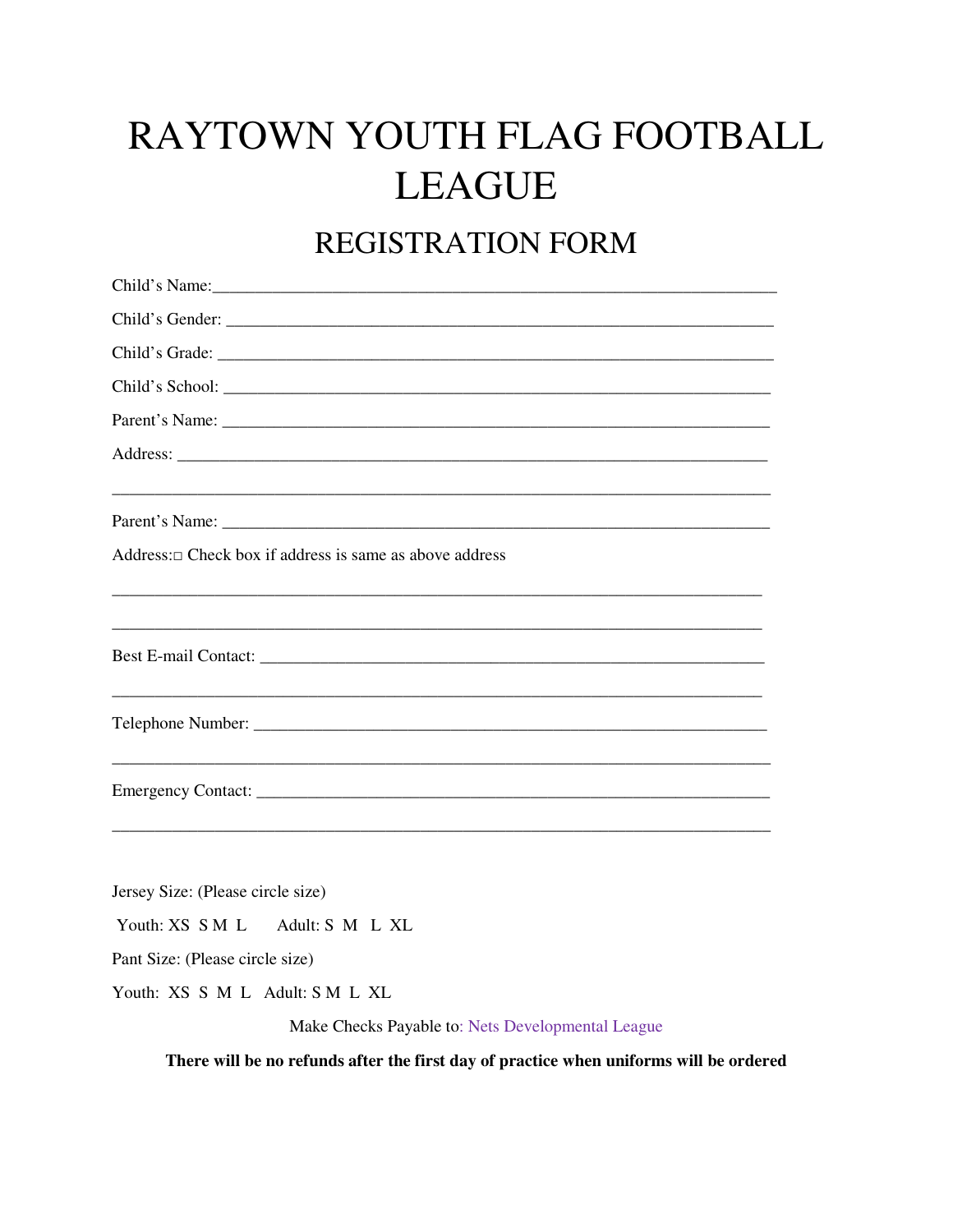# RAYTOWN YOUTH FLAG FOOTBALL LEAGUE

## REGISTRATION FORM

Child's Name:_________________________________________________________________

Child's Gender: _______________________________________________________________

Child's Grade: ________________________________________________________________

Child's School: _______________________________________________________________

Parent's Name: _______________________________________________________________

Address: ____________________________________________________________________

_____________________________________________________________________________

Parent's Name: _______________________________________________________________

Address:□ Check box if address is same as above address

_____________________________________________________________________________

_____________________________________________________________________________

Best E-mail Contact: ___________________________________________________________

_____________________________________________________________________________

Telephone Number: ____________________________________________________________

_____________________________________________________________________________

Emergency Contact: ____________________________________________________________

_____________________________________________________________________________

Jersey Size: (Please circle size)

Youth: XS S M L Adult: S M L XL

Pant Size: (Please circle size)

Youth: XS S M L Adult: S M L XL

Make Checks Payable to: Nets Developmental League

**There will be no refunds after the first day of practice when uniforms will be ordered**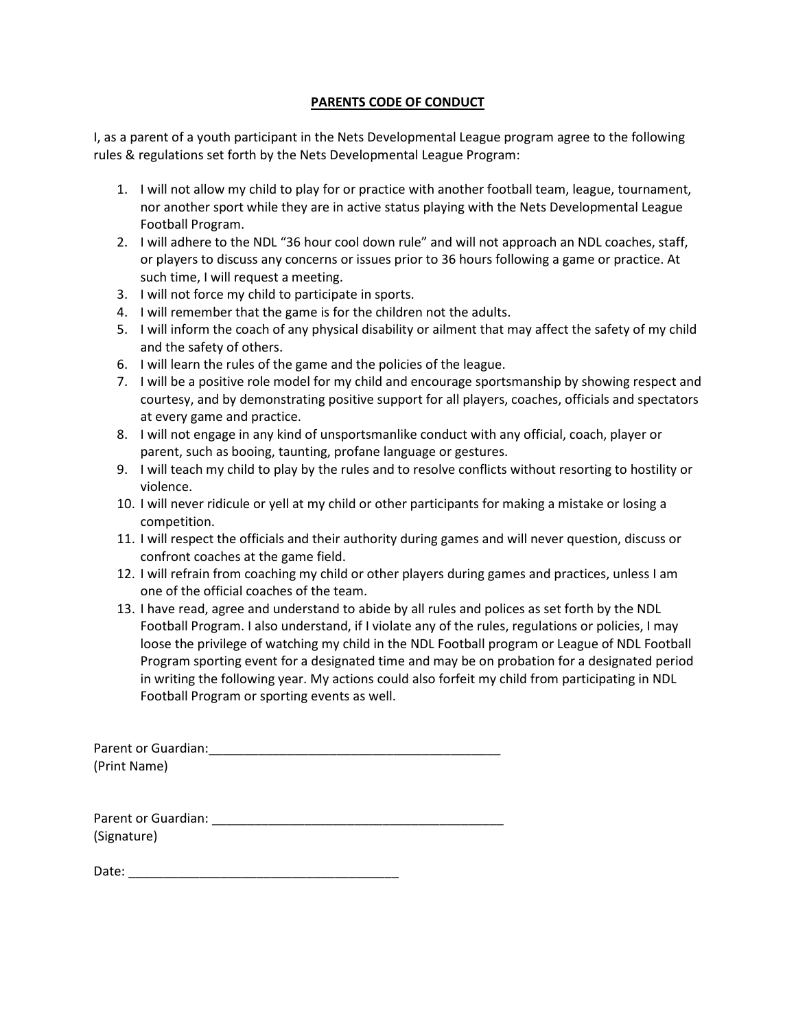## PARENTS CODE OF CONDUCT

I, as a parent of a youth participant in the Nets Developmental League program agree to the following rules & regulations set forth by the Nets Developmental League Program:

1. I will not allow my child to play for or practice with another football team, league, tournament, nor another sport while they are in active status playing with the Nets Developmental League Football Program.
2. I will adhere to the NDL "36 hour cool down rule" and will not approach an NDL coaches, staff, or players to discuss any concerns or issues prior to 36 hours following a game or practice. At such time, I will request a meeting.
3. I will not force my child to participate in sports.
4. I will remember that the game is for the children not the adults.
5. I will inform the coach of any physical disability or ailment that may affect the safety of my child and the safety of others.
6. I will learn the rules of the game and the policies of the league.
7. I will be a positive role model for my child and encourage sportsmanship by showing respect and courtesy, and by demonstrating positive support for all players, coaches, officials and spectators at every game and practice.
8. I will not engage in any kind of unsportsmanlike conduct with any official, coach, player or parent, such as booing, taunting, profane language or gestures.
9. I will teach my child to play by the rules and to resolve conflicts without resorting to hostility or violence.
10. I will never ridicule or yell at my child or other participants for making a mistake or losing a competition.
11. I will respect the officials and their authority during games and will never question, discuss or confront coaches at the game field.
12. I will refrain from coaching my child or other players during games and practices, unless I am one of the official coaches of the team.
13. I have read, agree and understand to abide by all rules and polices as set forth by the NDL Football Program. I also understand, if I violate any of the rules, regulations or policies, I may loose the privilege of watching my child in the NDL Football program or League of NDL Football Program sporting event for a designated time and may be on probation for a designated period in writing the following year. My actions could also forfeit my child from participating in NDL Football Program or sporting events as well.

Parent or Guardian:__________________________________________
(Print Name)

Parent or Guardian: __________________________________________
(Signature)

Date: _______________________________________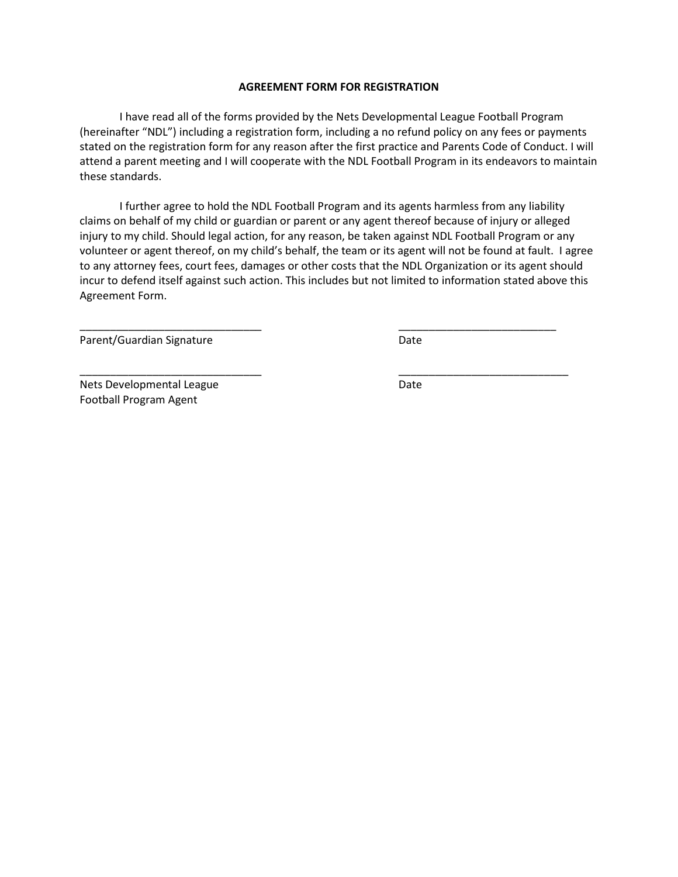**AGREEMENT FORM FOR REGISTRATION**

I have read all of the forms provided by the Nets Developmental League Football Program (hereinafter "NDL") including a registration form, including a no refund policy on any fees or payments stated on the registration form for any reason after the first practice and Parents Code of Conduct. I will attend a parent meeting and I will cooperate with the NDL Football Program in its endeavors to maintain these standards.

I further agree to hold the NDL Football Program and its agents harmless from any liability claims on behalf of my child or guardian or parent or any agent thereof because of injury or alleged injury to my child. Should legal action, for any reason, be taken against NDL Football Program or any volunteer or agent thereof, on my child's behalf, the team or its agent will not be found at fault. I agree to any attorney fees, court fees, damages or other costs that the NDL Organization or its agent should incur to defend itself against such action. This includes but not limited to information stated above this Agreement Form.

______________________________ ______________________________

Parent/Guardian Signature Date

______________________________ ______________________________

Nets Developmental League Football Program Agent Date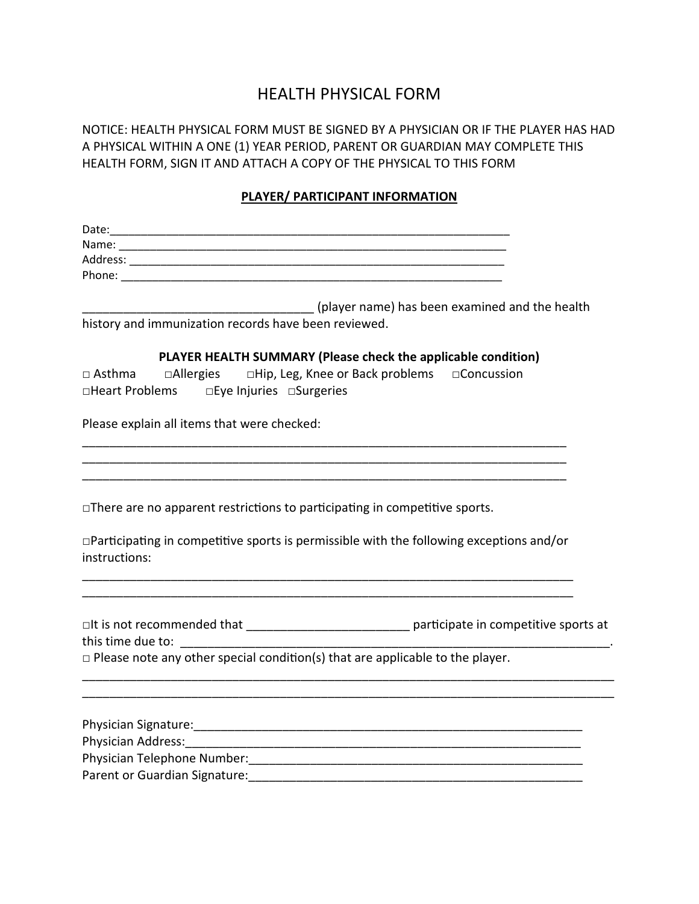# HEALTH PHYSICAL FORM

NOTICE: HEALTH PHYSICAL FORM MUST BE SIGNED BY A PHYSICIAN OR IF THE PLAYER HAS HAD A PHYSICAL WITHIN A ONE (1) YEAR PERIOD, PARENT OR GUARDIAN MAY COMPLETE THIS HEALTH FORM, SIGN IT AND ATTACH A COPY OF THE PHYSICAL TO THIS FORM

**PLAYER/ PARTICIPANT INFORMATION**

Date:_________________________________________________________________
Name: ________________________________________________________________
Address: ______________________________________________________________
Phone: ________________________________________________________________

___________________________________ (player name) has been examined and the health history and immunization records have been reviewed.

**PLAYER HEALTH SUMMARY (Please check the applicable condition)**

□ Asthma □Allergies □Hip, Leg, Knee or Back problems □Concussion
□Heart Problems □Eye Injuries □Surgeries

Please explain all items that were checked:

_____________________________________________________________________________
_____________________________________________________________________________
_____________________________________________________________________________

□There are no apparent restrictions to participating in competitive sports.

□Participating in competitive sports is permissible with the following exceptions and/or instructions:

_____________________________________________________________________________
_____________________________________________________________________________

□It is not recommended that ________________________ participate in competitive sports at this time due to: _______________________________________________________________.
□ Please note any other special condition(s) that are applicable to the player.

_________________________________________________________________________________
_________________________________________________________________________________

Physician Signature:_________________________________________________________
Physician Address:__________________________________________________________
Physician Telephone Number:__________________________________________________
Parent or Guardian Signature:__________________________________________________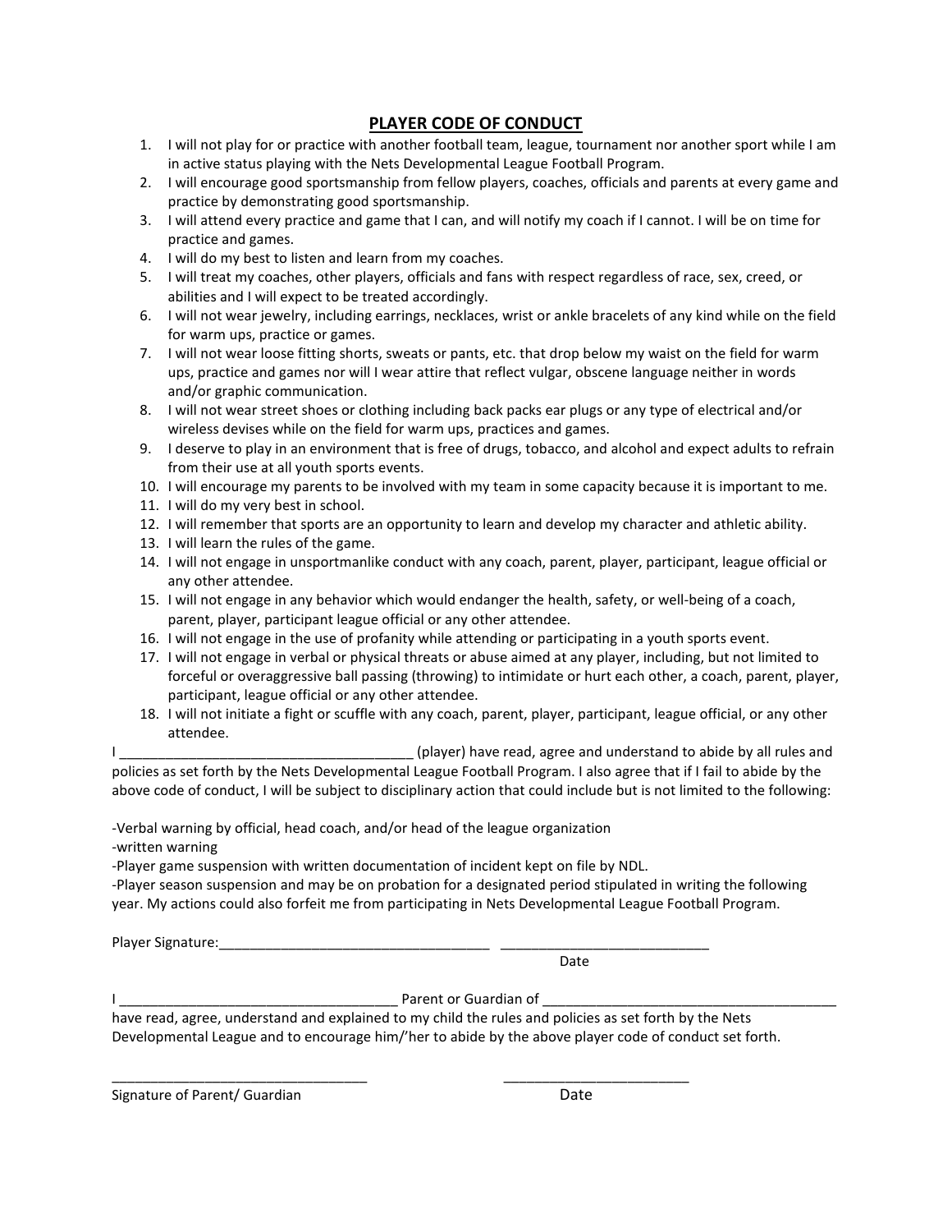## PLAYER CODE OF CONDUCT

1. I will not play for or practice with another football team, league, tournament nor another sport while I am in active status playing with the Nets Developmental League Football Program.
2. I will encourage good sportsmanship from fellow players, coaches, officials and parents at every game and practice by demonstrating good sportsmanship.
3. I will attend every practice and game that I can, and will notify my coach if I cannot. I will be on time for practice and games.
4. I will do my best to listen and learn from my coaches.
5. I will treat my coaches, other players, officials and fans with respect regardless of race, sex, creed, or abilities and I will expect to be treated accordingly.
6. I will not wear jewelry, including earrings, necklaces, wrist or ankle bracelets of any kind while on the field for warm ups, practice or games.
7. I will not wear loose fitting shorts, sweats or pants, etc. that drop below my waist on the field for warm ups, practice and games nor will I wear attire that reflect vulgar, obscene language neither in words and/or graphic communication.
8. I will not wear street shoes or clothing including back packs ear plugs or any type of electrical and/or wireless devises while on the field for warm ups, practices and games.
9. I deserve to play in an environment that is free of drugs, tobacco, and alcohol and expect adults to refrain from their use at all youth sports events.
10. I will encourage my parents to be involved with my team in some capacity because it is important to me.
11. I will do my very best in school.
12. I will remember that sports are an opportunity to learn and develop my character and athletic ability.
13. I will learn the rules of the game.
14. I will not engage in unsportmanlike conduct with any coach, parent, player, participant, league official or any other attendee.
15. I will not engage in any behavior which would endanger the health, safety, or well-being of a coach, parent, player, participant league official or any other attendee.
16. I will not engage in the use of profanity while attending or participating in a youth sports event.
17. I will not engage in verbal or physical threats or abuse aimed at any player, including, but not limited to forceful or overaggressive ball passing (throwing) to intimidate or hurt each other, a coach, parent, player, participant, league official or any other attendee.
18. I will not initiate a fight or scuffle with any coach, parent, player, participant, league official, or any other attendee.

I _____________________________________ (player) have read, agree and understand to abide by all rules and policies as set forth by the Nets Developmental League Football Program. I also agree that if I fail to abide by the above code of conduct, I will be subject to disciplinary action that could include but is not limited to the following:

-Verbal warning by official, head coach, and/or head of the league organization
-written warning
-Player game suspension with written documentation of incident kept on file by NDL.
-Player season suspension and may be on probation for a designated period stipulated in writing the following year. My actions could also forfeit me from participating in Nets Developmental League Football Program.

Player Signature:___________________________________ ___________________________
Date

I ___________________________________ Parent or Guardian of ______________________________________
have read, agree, understand and explained to my child the rules and policies as set forth by the Nets Developmental League and to encourage him/'her to abide by the above player code of conduct set forth.

_________________________________ ________________________
Signature of Parent/ Guardian Date